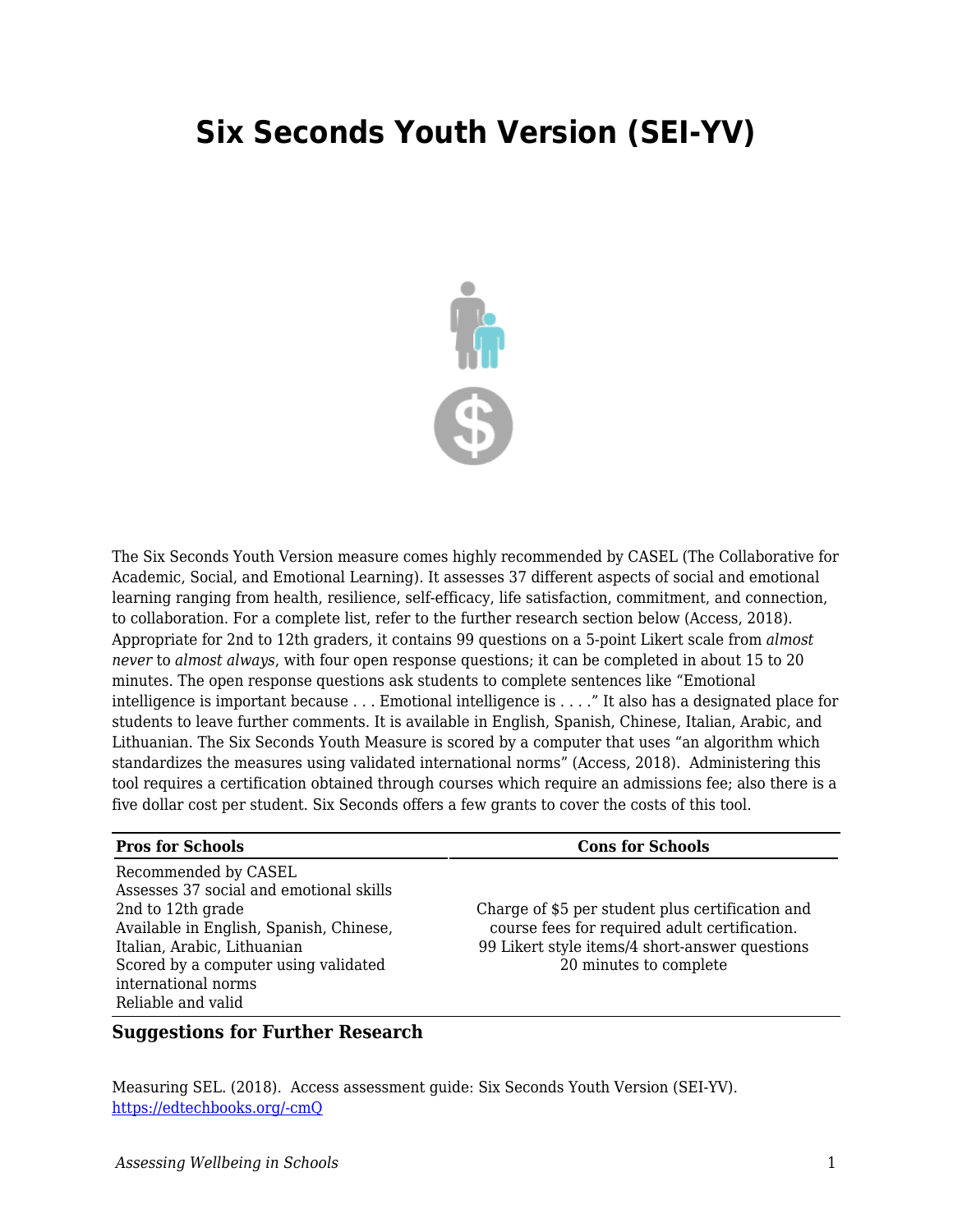# Six Seconds Youth Version (SEI-YV)

The Six Seconds Youth Version measure comes highly recommended by CASEL (The Collaborative for Academic, Social, and Emotional Learning). It assesses 37 different aspects of social and emotional learning ranging from health, resilience, self-efficacy, life satisfaction, commitment, and connection, to collaboration. For a complete list, refer to the further research section below (Access, 2018). Appropriate for 2nd to 12th graders, it contains 99 questions on a 5-point Likert scale from *almost never* to *almost always*, with four open response questions; it can be completed in about 15 to 20 minutes. The open response questions ask students to complete sentences like "Emotional intelligence is important because . . . Emotional intelligence is . . . ." It also has a designated place for students to leave further comments. It is available in English, Spanish, Chinese, Italian, Arabic, and Lithuanian. The Six Seconds Youth Measure is scored by a computer that uses "an algorithm which standardizes the measures using validated international norms" (Access, 2018). Administering this tool requires a certification obtained through courses which require an admissions fee; also there is a five dollar cost per student. Six Seconds offers a few grants to cover the costs of this tool.

| Pros for Schools | Cons for Schools |
| --- | --- |
| Recommended by CASEL<br>Assesses 37 social and emotional skills<br>2nd to 12th grade<br>Available in English, Spanish, Chinese, Italian, Arabic, Lithuanian<br>Scored by a computer using validated international norms<br>Reliable and valid | Charge of $5 per student plus certification and course fees for required adult certification.<br>99 Likert style items/4 short-answer questions<br>20 minutes to complete |

### Suggestions for Further Research

Measuring SEL. (2018). Access assessment guide: Six Seconds Youth Version (SEI-YV). https://edtechbooks.org/-cmQ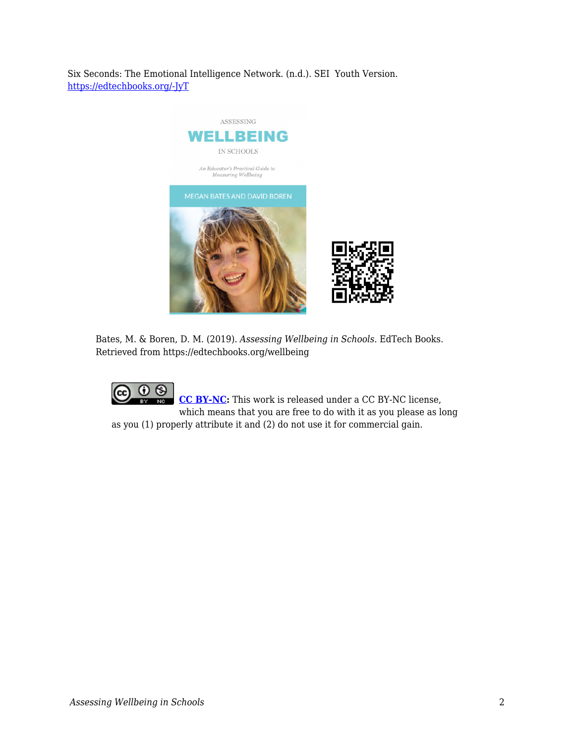Six Seconds: The Emotional Intelligence Network. (n.d.). SEI Youth Version. [https://edtechbooks.org/-JyT](https://edtechbooks.org/-JyT)

Bates, M. & Boren, D. M. (2019). *Assessing Wellbeing in Schools*. EdTech Books. Retrieved from https://edtechbooks.org/wellbeing

**[CC BY-NC](https://creativecommons.org/licenses/by-nc/4.0):** This work is released under a CC BY-NC license, which means that you are free to do with it as you please as long as you (1) properly attribute it and (2) do not use it for commercial gain.